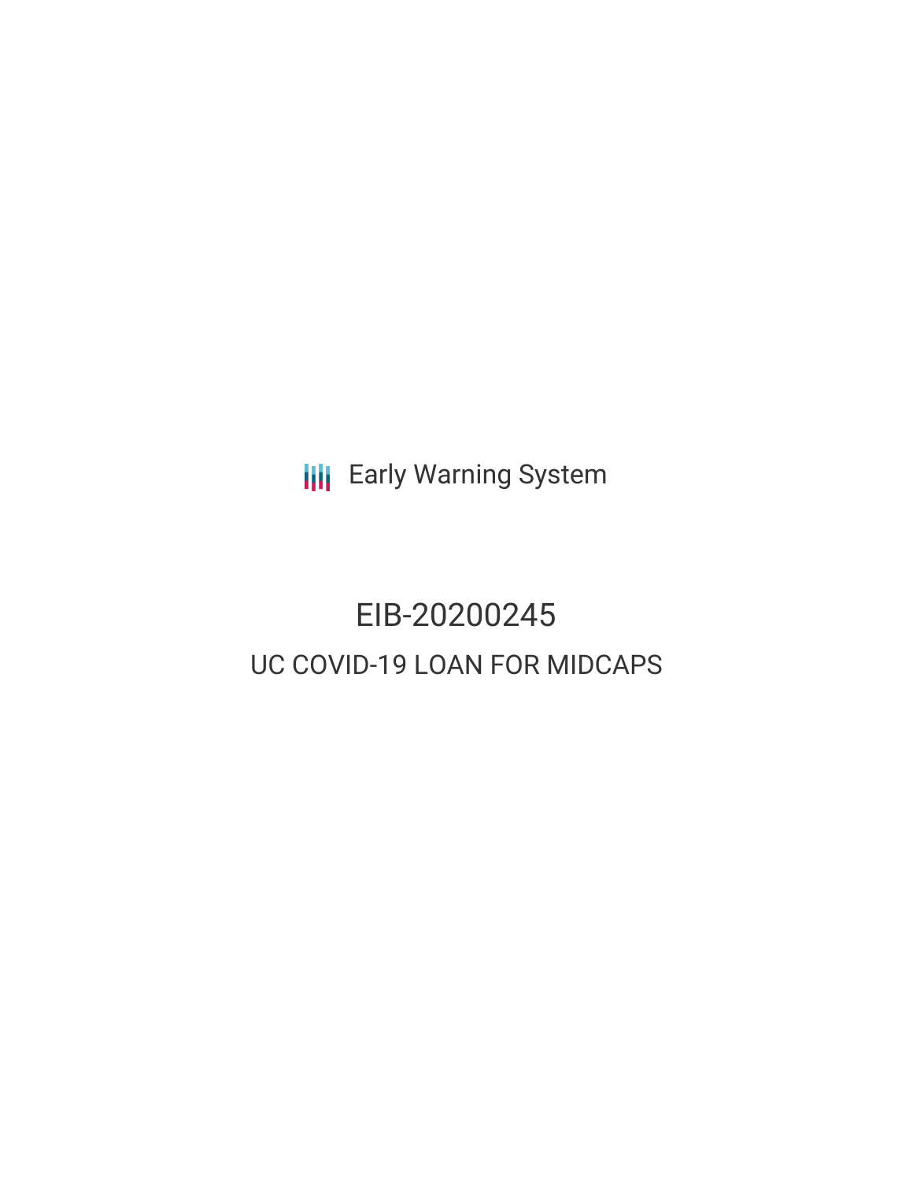Early Warning System

# EIB-20200245

## UC COVID-19 LOAN FOR MIDCAPS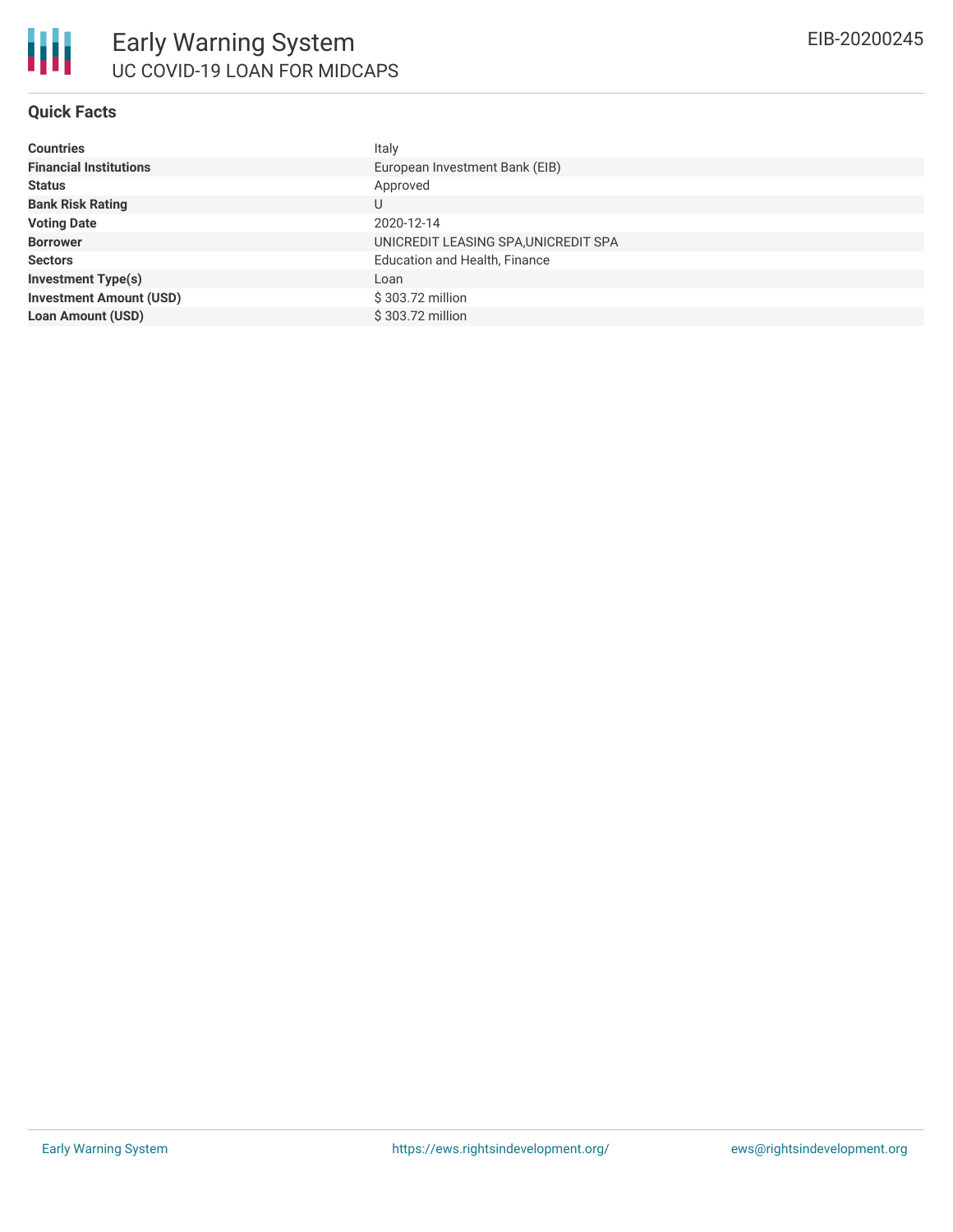# Early Warning System

## UC COVID-19 LOAN FOR MIDCAPS

EIB-20200245

### Quick Facts

| | |
|---|---|
| **Countries** | Italy |
| **Financial Institutions** | European Investment Bank (EIB) |
| **Status** | Approved |
| **Bank Risk Rating** | U |
| **Voting Date** | 2020-12-14 |
| **Borrower** | UNICREDIT LEASING SPA,UNICREDIT SPA |
| **Sectors** | Education and Health, Finance |
| **Investment Type(s)** | Loan |
| **Investment Amount (USD)** | $ 303.72 million |
| **Loan Amount (USD)** | $ 303.72 million |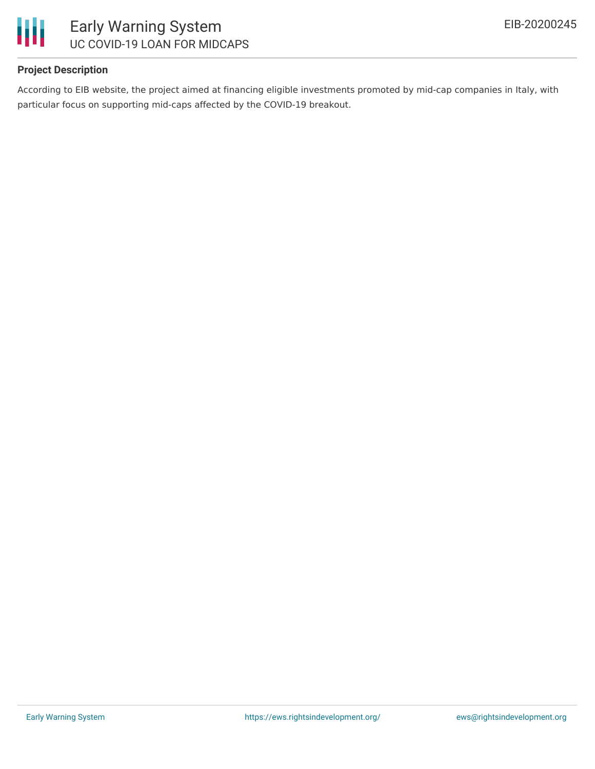## Project Description

According to EIB website, the project aimed at financing eligible investments promoted by mid-cap companies in Italy, with particular focus on supporting mid-caps affected by the COVID-19 breakout.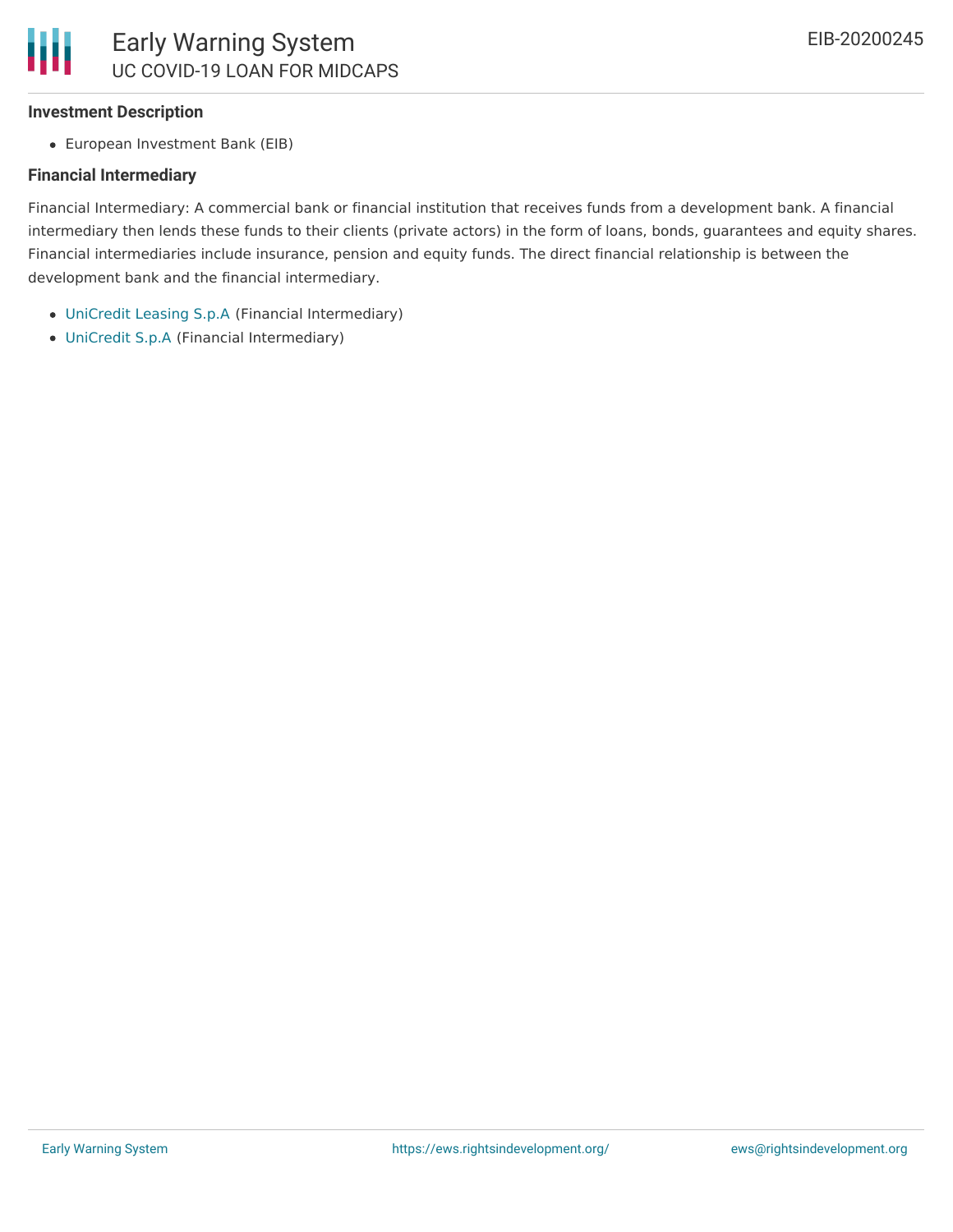### Investment Description

- European Investment Bank (EIB)

### Financial Intermediary

Financial Intermediary: A commercial bank or financial institution that receives funds from a development bank. A financial intermediary then lends these funds to their clients (private actors) in the form of loans, bonds, guarantees and equity shares. Financial intermediaries include insurance, pension and equity funds. The direct financial relationship is between the development bank and the financial intermediary.

- UniCredit Leasing S.p.A (Financial Intermediary)
- UniCredit S.p.A (Financial Intermediary)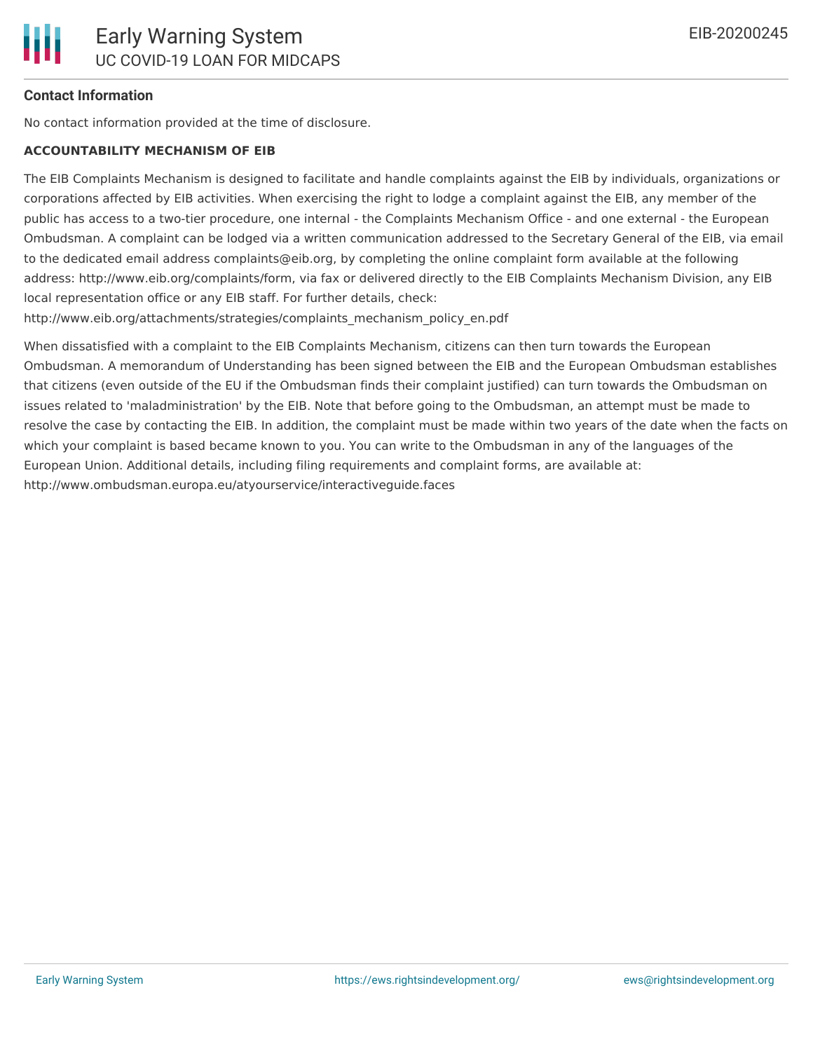**Contact Information**

No contact information provided at the time of disclosure.

**ACCOUNTABILITY MECHANISM OF EIB**

The EIB Complaints Mechanism is designed to facilitate and handle complaints against the EIB by individuals, organizations or corporations affected by EIB activities. When exercising the right to lodge a complaint against the EIB, any member of the public has access to a two-tier procedure, one internal - the Complaints Mechanism Office - and one external - the European Ombudsman. A complaint can be lodged via a written communication addressed to the Secretary General of the EIB, via email to the dedicated email address complaints@eib.org, by completing the online complaint form available at the following address: http://www.eib.org/complaints/form, via fax or delivered directly to the EIB Complaints Mechanism Division, any EIB local representation office or any EIB staff. For further details, check: http://www.eib.org/attachments/strategies/complaints_mechanism_policy_en.pdf

When dissatisfied with a complaint to the EIB Complaints Mechanism, citizens can then turn towards the European Ombudsman. A memorandum of Understanding has been signed between the EIB and the European Ombudsman establishes that citizens (even outside of the EU if the Ombudsman finds their complaint justified) can turn towards the Ombudsman on issues related to 'maladministration' by the EIB. Note that before going to the Ombudsman, an attempt must be made to resolve the case by contacting the EIB. In addition, the complaint must be made within two years of the date when the facts on which your complaint is based became known to you. You can write to the Ombudsman in any of the languages of the European Union. Additional details, including filing requirements and complaint forms, are available at: http://www.ombudsman.europa.eu/atyourservice/interactiveguide.faces